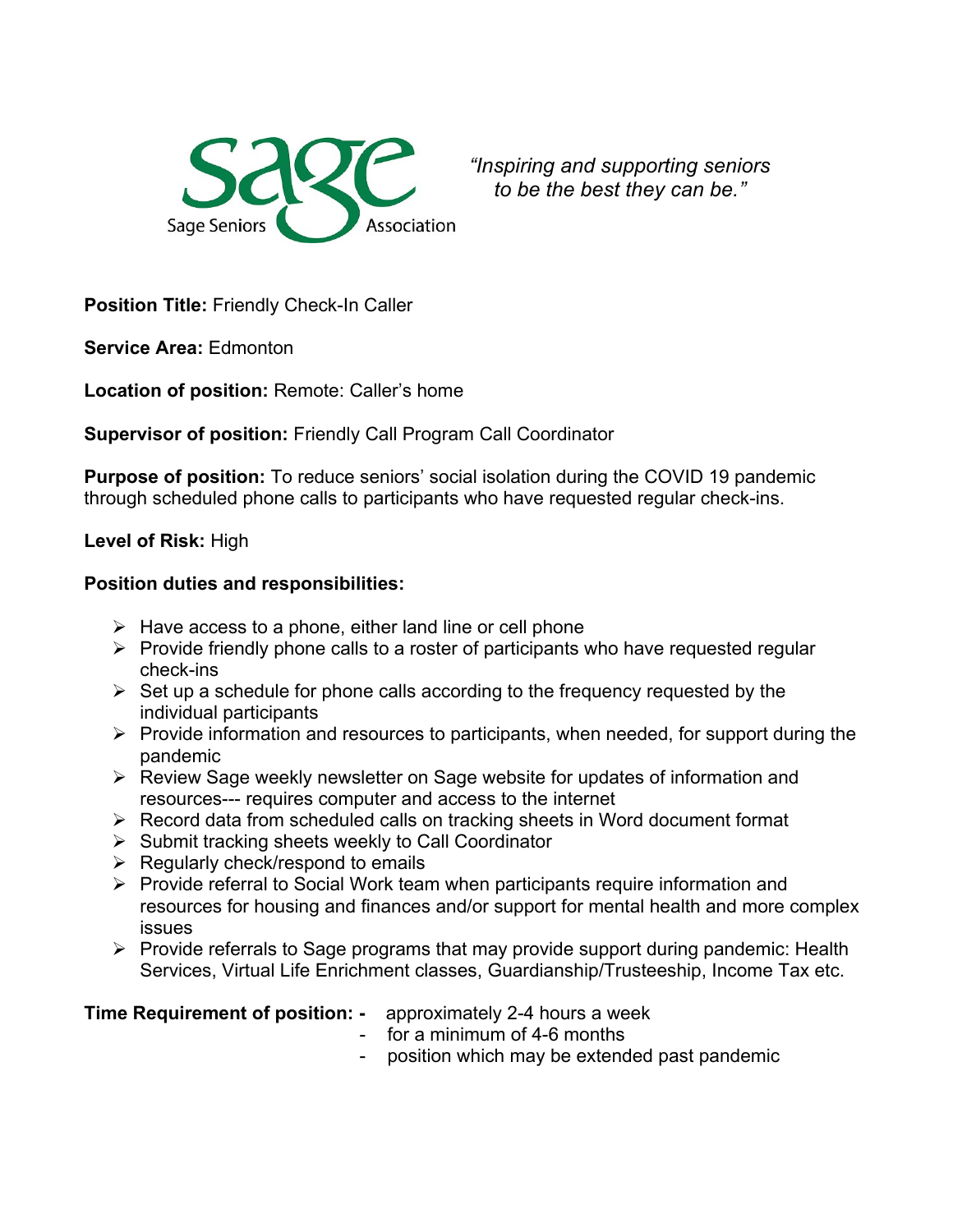Sage Seniors Association

*"Inspiring and supporting seniors to be the best they can be."*

**Position Title:** Friendly Check-In Caller

**Service Area:** Edmonton

**Location of position:** Remote: Caller's home

**Supervisor of position:** Friendly Call Program Call Coordinator

**Purpose of position:** To reduce seniors' social isolation during the COVID 19 pandemic through scheduled phone calls to participants who have requested regular check-ins.

**Level of Risk:** High

**Position duties and responsibilities:**

- Have access to a phone, either land line or cell phone
- Provide friendly phone calls to a roster of participants who have requested regular check-ins
- Set up a schedule for phone calls according to the frequency requested by the individual participants
- Provide information and resources to participants, when needed, for support during the pandemic
- Review Sage weekly newsletter on Sage website for updates of information and resources--- requires computer and access to the internet
- Record data from scheduled calls on tracking sheets in Word document format
- Submit tracking sheets weekly to Call Coordinator
- Regularly check/respond to emails
- Provide referral to Social Work team when participants require information and resources for housing and finances and/or support for mental health and more complex issues
- Provide referrals to Sage programs that may provide support during pandemic: Health Services, Virtual Life Enrichment classes, Guardianship/Trusteeship, Income Tax etc.

**Time Requirement of position:**

- approximately 2-4 hours a week
- for a minimum of 4-6 months
- position which may be extended past pandemic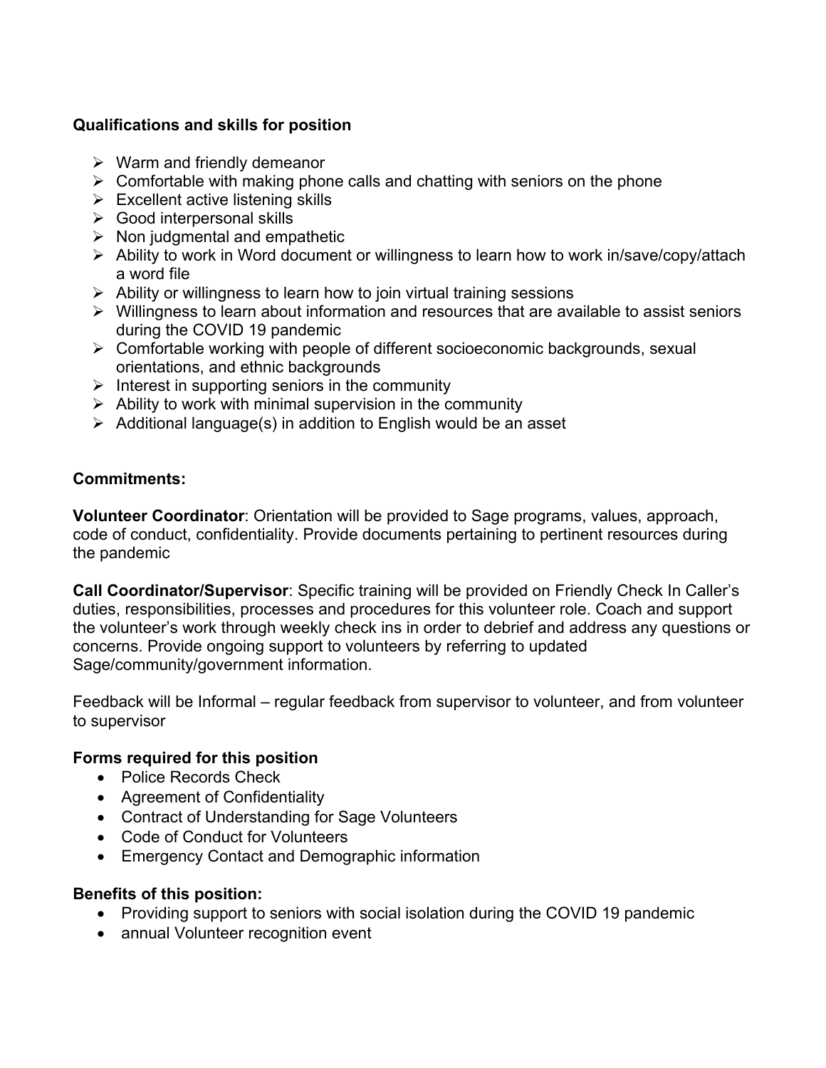**Qualifications and skills for position**

- Warm and friendly demeanor
- Comfortable with making phone calls and chatting with seniors on the phone
- Excellent active listening skills
- Good interpersonal skills
- Non judgmental and empathetic
- Ability to work in Word document or willingness to learn how to work in/save/copy/attach a word file
- Ability or willingness to learn how to join virtual training sessions
- Willingness to learn about information and resources that are available to assist seniors during the COVID 19 pandemic
- Comfortable working with people of different socioeconomic backgrounds, sexual orientations, and ethnic backgrounds
- Interest in supporting seniors in the community
- Ability to work with minimal supervision in the community
- Additional language(s) in addition to English would be an asset

**Commitments:**

**Volunteer Coordinator**: Orientation will be provided to Sage programs, values, approach, code of conduct, confidentiality. Provide documents pertaining to pertinent resources during the pandemic

**Call Coordinator/Supervisor**: Specific training will be provided on Friendly Check In Caller's duties, responsibilities, processes and procedures for this volunteer role. Coach and support the volunteer's work through weekly check ins in order to debrief and address any questions or concerns. Provide ongoing support to volunteers by referring to updated Sage/community/government information.

Feedback will be Informal – regular feedback from supervisor to volunteer, and from volunteer to supervisor

**Forms required for this position**

- Police Records Check
- Agreement of Confidentiality
- Contract of Understanding for Sage Volunteers
- Code of Conduct for Volunteers
- Emergency Contact and Demographic information

**Benefits of this position:**

- Providing support to seniors with social isolation during the COVID 19 pandemic
- annual Volunteer recognition event